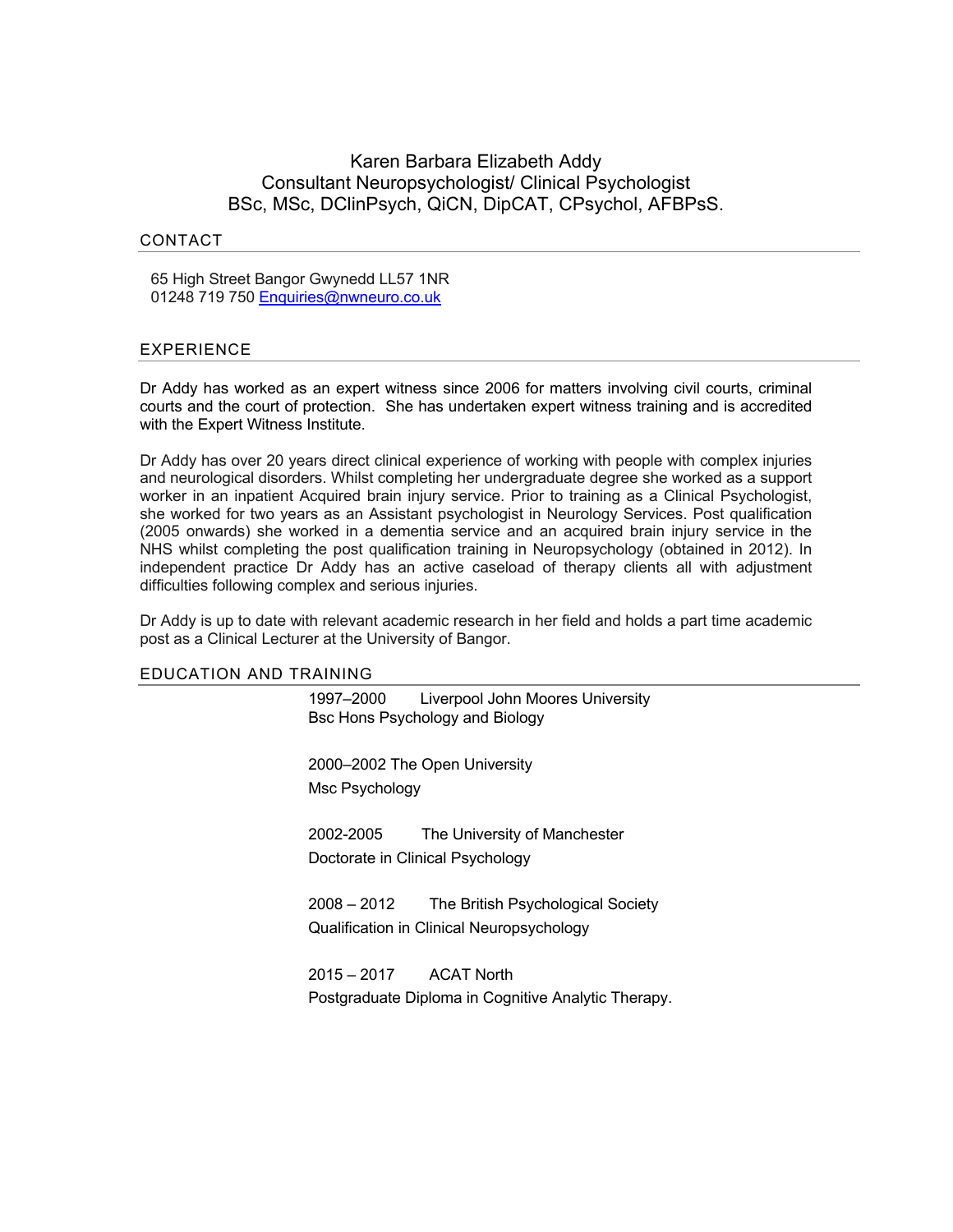# Karen Barbara Elizabeth Addy
## Consultant Neuropsychologist/ Clinical Psychologist
## BSc, MSc, DClinPsych, QiCN, DipCAT, CPsychol, AFBPsS.

## CONTACT

65 High Street Bangor Gwynedd LL57 1NR
01248 719 750 [Enquiries@nwneuro.co.uk](mailto:Enquiries@nwneuro.co.uk)

## EXPERIENCE

Dr Addy has worked as an expert witness since 2006 for matters involving civil courts, criminal courts and the court of protection. She has undertaken expert witness training and is accredited with the Expert Witness Institute.

Dr Addy has over 20 years direct clinical experience of working with people with complex injuries and neurological disorders. Whilst completing her undergraduate degree she worked as a support worker in an inpatient Acquired brain injury service. Prior to training as a Clinical Psychologist, she worked for two years as an Assistant psychologist in Neurology Services. Post qualification (2005 onwards) she worked in a dementia service and an acquired brain injury service in the NHS whilst completing the post qualification training in Neuropsychology (obtained in 2012). In independent practice Dr Addy has an active caseload of therapy clients all with adjustment difficulties following complex and serious injuries.

Dr Addy is up to date with relevant academic research in her field and holds a part time academic post as a Clinical Lecturer at the University of Bangor.

## EDUCATION AND TRAINING

1997–2000 Liverpool John Moores University
Bsc Hons Psychology and Biology

2000–2002 The Open University
Msc Psychology

2002-2005 The University of Manchester
Doctorate in Clinical Psychology

2008 – 2012 The British Psychological Society
Qualification in Clinical Neuropsychology

2015 – 2017 ACAT North
Postgraduate Diploma in Cognitive Analytic Therapy.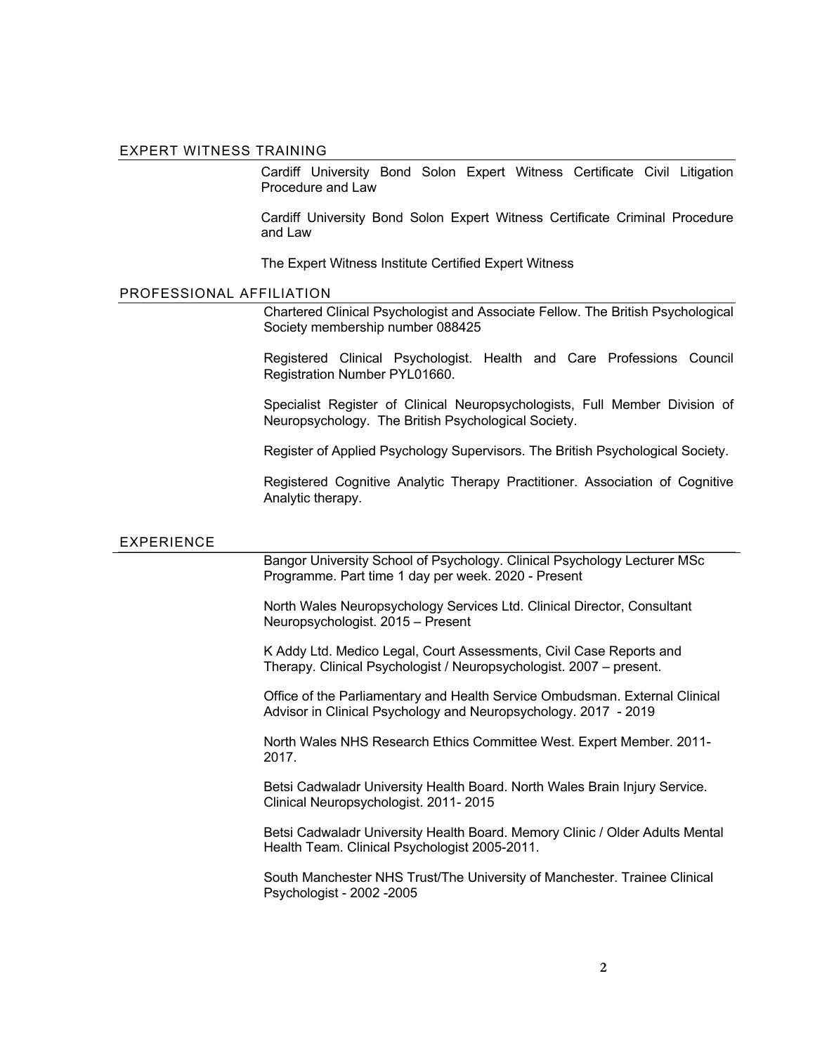## EXPERT WITNESS TRAINING

Cardiff University Bond Solon Expert Witness Certificate Civil Litigation Procedure and Law

Cardiff University Bond Solon Expert Witness Certificate Criminal Procedure and Law

The Expert Witness Institute Certified Expert Witness

## PROFESSIONAL AFFILIATION

Chartered Clinical Psychologist and Associate Fellow. The British Psychological Society membership number 088425

Registered Clinical Psychologist. Health and Care Professions Council Registration Number PYL01660.

Specialist Register of Clinical Neuropsychologists, Full Member Division of Neuropsychology. The British Psychological Society.

Register of Applied Psychology Supervisors. The British Psychological Society.

Registered Cognitive Analytic Therapy Practitioner. Association of Cognitive Analytic therapy.

## EXPERIENCE

Bangor University School of Psychology. Clinical Psychology Lecturer MSc Programme. Part time 1 day per week. 2020 - Present

North Wales Neuropsychology Services Ltd. Clinical Director, Consultant Neuropsychologist. 2015 – Present

K Addy Ltd. Medico Legal, Court Assessments, Civil Case Reports and Therapy. Clinical Psychologist / Neuropsychologist. 2007 – present.

Office of the Parliamentary and Health Service Ombudsman. External Clinical Advisor in Clinical Psychology and Neuropsychology. 2017 - 2019

North Wales NHS Research Ethics Committee West. Expert Member. 2011-2017.

Betsi Cadwaladr University Health Board. North Wales Brain Injury Service. Clinical Neuropsychologist. 2011- 2015

Betsi Cadwaladr University Health Board. Memory Clinic / Older Adults Mental Health Team. Clinical Psychologist 2005-2011.

South Manchester NHS Trust/The University of Manchester. Trainee Clinical Psychologist - 2002 -2005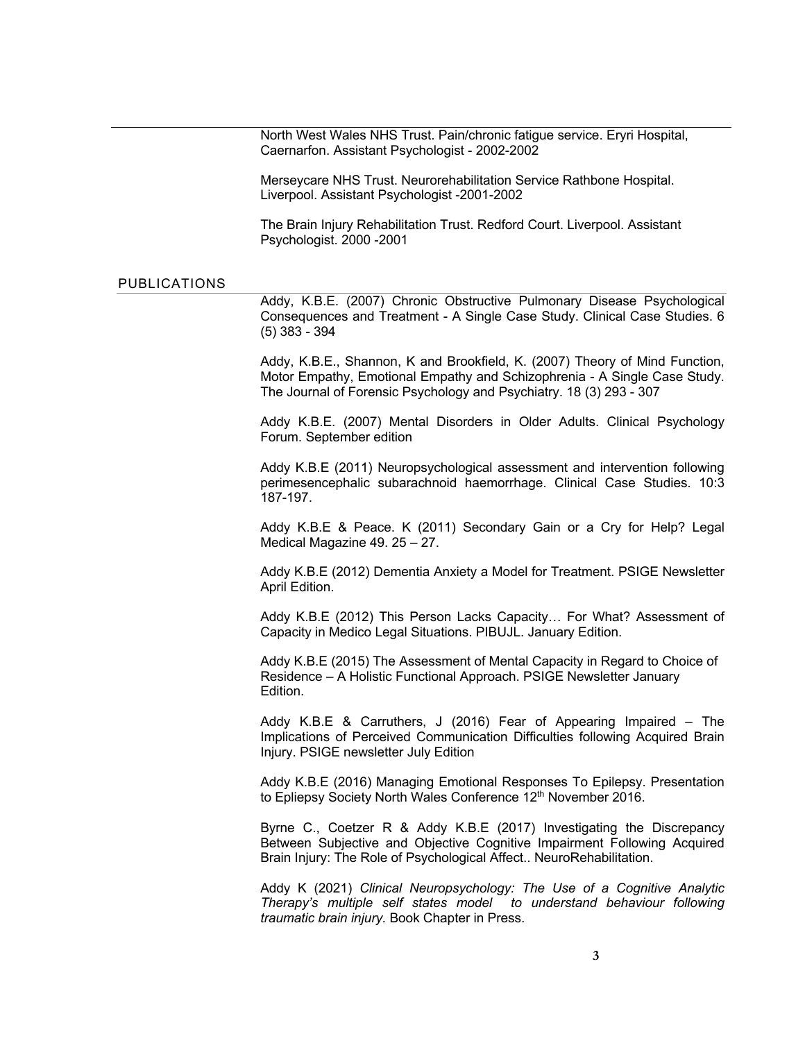North West Wales NHS Trust. Pain/chronic fatigue service. Eryri Hospital, Caernarfon. Assistant Psychologist - 2002-2002

Merseycare NHS Trust. Neurorehabilitation Service Rathbone Hospital. Liverpool. Assistant Psychologist -2001-2002

The Brain Injury Rehabilitation Trust. Redford Court. Liverpool. Assistant Psychologist. 2000 -2001

## PUBLICATIONS

Addy, K.B.E. (2007) Chronic Obstructive Pulmonary Disease Psychological Consequences and Treatment - A Single Case Study. Clinical Case Studies. 6 (5) 383 - 394

Addy, K.B.E., Shannon, K and Brookfield, K. (2007) Theory of Mind Function, Motor Empathy, Emotional Empathy and Schizophrenia - A Single Case Study. The Journal of Forensic Psychology and Psychiatry. 18 (3) 293 - 307

Addy K.B.E. (2007) Mental Disorders in Older Adults. Clinical Psychology Forum. September edition

Addy K.B.E (2011) Neuropsychological assessment and intervention following perimesencephalic subarachnoid haemorrhage. Clinical Case Studies. 10:3 187-197.

Addy K.B.E & Peace. K (2011) Secondary Gain or a Cry for Help? Legal Medical Magazine 49. 25 – 27.

Addy K.B.E (2012) Dementia Anxiety a Model for Treatment. PSIGE Newsletter April Edition.

Addy K.B.E (2012) This Person Lacks Capacity… For What? Assessment of Capacity in Medico Legal Situations. PIBUJL. January Edition.

Addy K.B.E (2015) The Assessment of Mental Capacity in Regard to Choice of Residence – A Holistic Functional Approach. PSIGE Newsletter January Edition.

Addy K.B.E & Carruthers, J (2016) Fear of Appearing Impaired – The Implications of Perceived Communication Difficulties following Acquired Brain Injury. PSIGE newsletter July Edition

Addy K.B.E (2016) Managing Emotional Responses To Epilepsy. Presentation to Epliepsy Society North Wales Conference 12th November 2016.

Byrne C., Coetzer R & Addy K.B.E (2017) Investigating the Discrepancy Between Subjective and Objective Cognitive Impairment Following Acquired Brain Injury: The Role of Psychological Affect.. NeuroRehabilitation.

Addy K (2021) *Clinical Neuropsychology: The Use of a Cognitive Analytic Therapy's multiple self states model to understand behaviour following traumatic brain injury.* Book Chapter in Press.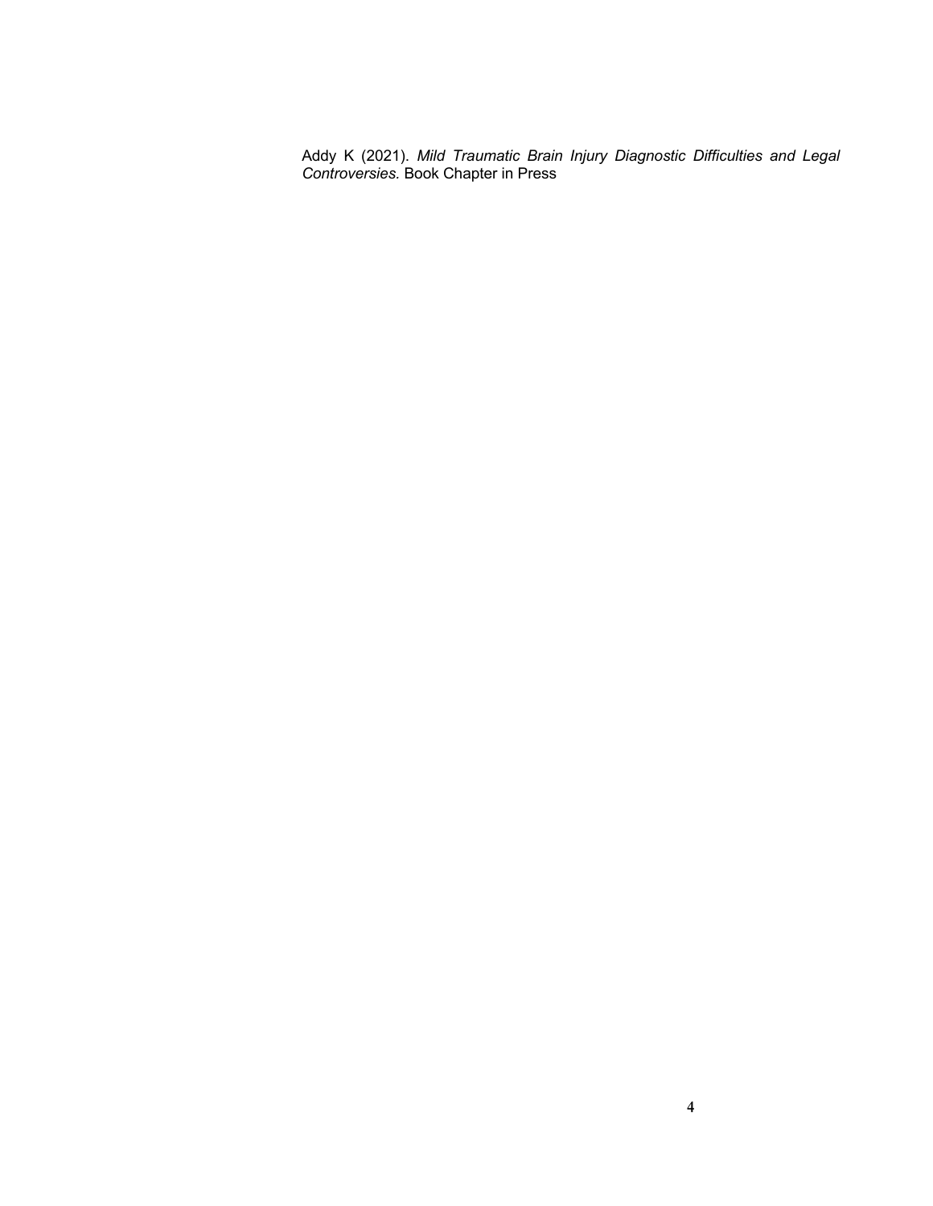Addy K (2021). *Mild Traumatic Brain Injury Diagnostic Difficulties and Legal Controversies.* Book Chapter in Press